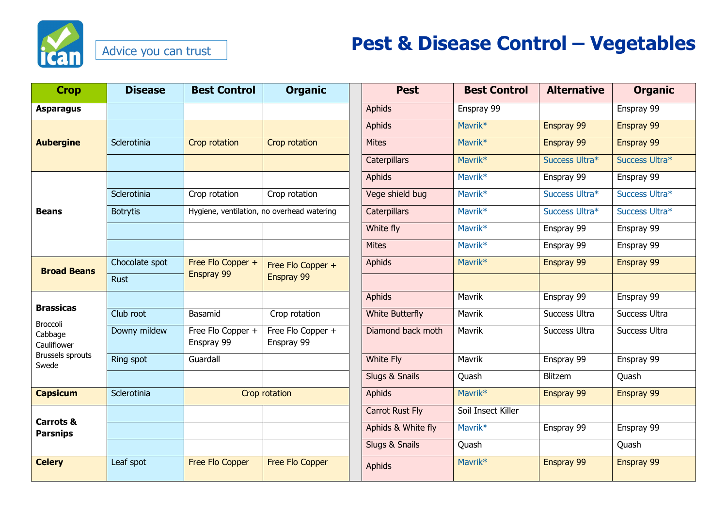Advice you can trust

# Pest & Disease Control – Vegetables

| Crop | Disease | Best Control | Organic | Pest | Best Control | Alternative | Organic |
|---|---|---|---|---|---|---|---|
| **Asparagus** | | | | Aphids | Enspray 99 | | Enspray 99 |
| **Aubergine** | | | | Aphids | Mavrik* | Enspray 99 | Enspray 99 |
| | Sclerotinia | Crop rotation | Crop rotation | Mites | Mavrik* | Enspray 99 | Enspray 99 |
| | | | | Caterpillars | Mavrik* | Success Ultra* | Success Ultra* |
| **Beans** | | | | Aphids | Mavrik* | Enspray 99 | Enspray 99 |
| | Sclerotinia | Crop rotation | Crop rotation | Vege shield bug | Mavrik* | Success Ultra* | Success Ultra* |
| | Botrytis | Hygiene, ventilation, no overhead watering | | Caterpillars | Mavrik* | Success Ultra* | Success Ultra* |
| | | | | White fly | Mavrik* | Enspray 99 | Enspray 99 |
| | | | | Mites | Mavrik* | Enspray 99 | Enspray 99 |
| **Broad Beans** | Chocolate spot | Free Flo Copper + Enspray 99 | Free Flo Copper + Enspray 99 | Aphids | Mavrik* | Enspray 99 | Enspray 99 |
| | Rust | | | | | | |
| **Brassicas** Broccoli Cabbage Cauliflower Brussels sprouts Swede | | | | Aphids | Mavrik | Enspray 99 | Enspray 99 |
| | Club root | Basamid | Crop rotation | White Butterfly | Mavrik | Success Ultra | Success Ultra |
| | Downy mildew | Free Flo Copper + Enspray 99 | Free Flo Copper + Enspray 99 | Diamond back moth | Mavrik | Success Ultra | Success Ultra |
| | Ring spot | Guardall | | White Fly | Mavrik | Enspray 99 | Enspray 99 |
| | | | | Slugs & Snails | Quash | Blitzem | Quash |
| **Capsicum** | Sclerotinia | Crop rotation | | Aphids | Mavrik* | Enspray 99 | Enspray 99 |
| **Carrots & Parsnips** | | | | Carrot Rust Fly | Soil Insect Killer | | |
| | | | | Aphids & White fly | Mavrik* | Enspray 99 | Enspray 99 |
| | | | | Slugs & Snails | Quash | | Quash |
| **Celery** | Leaf spot | Free Flo Copper | Free Flo Copper | Aphids | Mavrik* | Enspray 99 | Enspray 99 |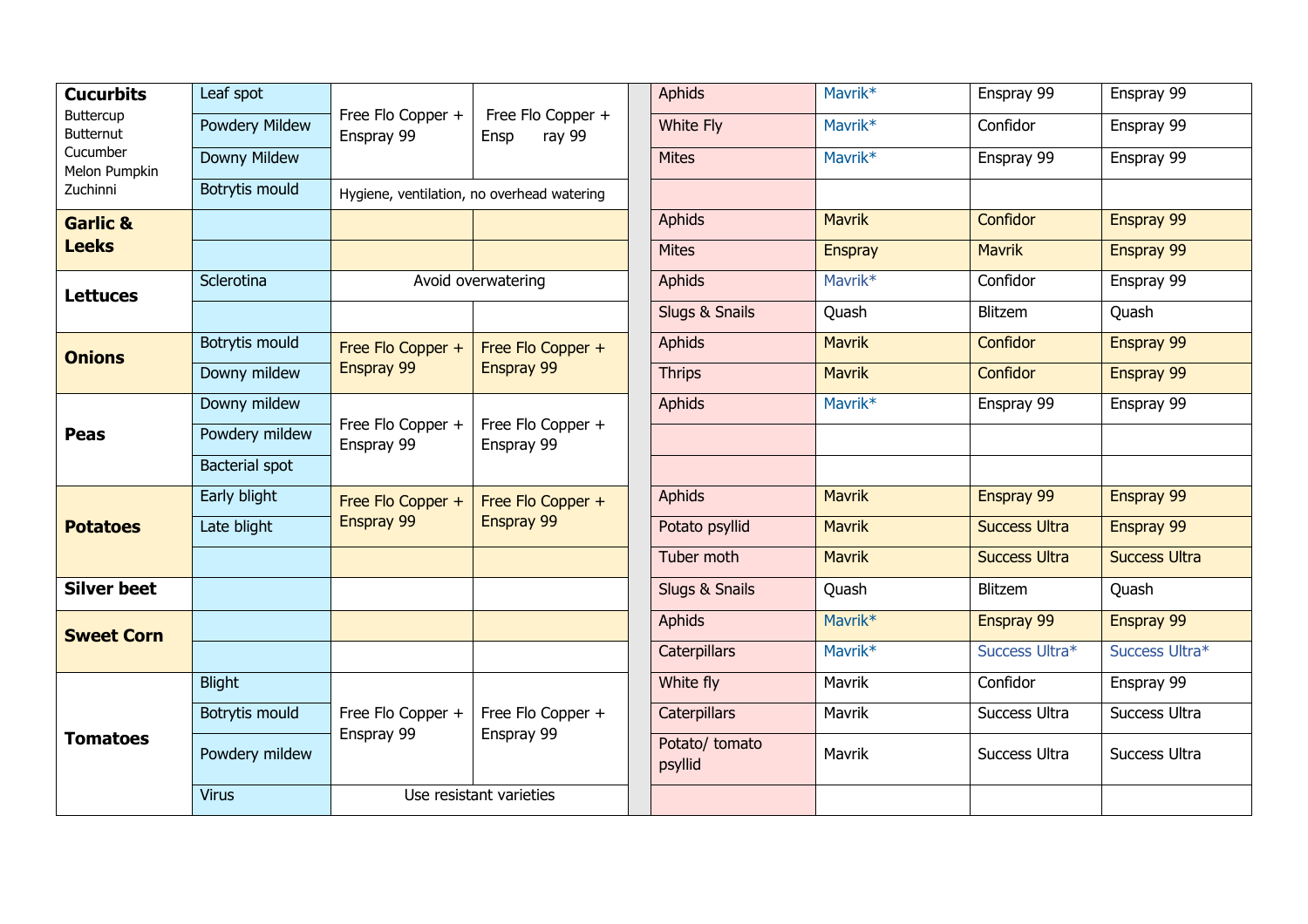| Crop | Disease | Treatment 1 | Treatment 2 | | Pest | Treatment 1 | Treatment 2 | Treatment 3 |
|---|---|---|---|---|---|---|---|---|
| **Cucurbits** Buttercup Butternut Cucumber Melon Pumpkin Zuchinni | Leaf spot | Free Flo Copper + Enspray 99 | Free Flo Copper + Ensp ray 99 | | Aphids | Mavrik* | Enspray 99 | Enspray 99 |
| | Powdery Mildew | | | | White Fly | Mavrik* | Confidor | Enspray 99 |
| | Downy Mildew | | | | Mites | Mavrik* | Enspray 99 | Enspray 99 |
| | Botrytis mould | Hygiene, ventilation, no overhead watering | | | | | | |
| **Garlic & Leeks** | | | | | Aphids | Mavrik | Confidor | Enspray 99 |
| | | | | | Mites | Enspray | Mavrik | Enspray 99 |
| **Lettuces** | Sclerotina | Avoid overwatering | | | Aphids | Mavrik* | Confidor | Enspray 99 |
| | | | | | Slugs & Snails | Quash | Blitzem | Quash |
| **Onions** | Botrytis mould | Free Flo Copper + Enspray 99 | Free Flo Copper + Enspray 99 | | Aphids | Mavrik | Confidor | Enspray 99 |
| | Downy mildew | | | | Thrips | Mavrik | Confidor | Enspray 99 |
| **Peas** | Downy mildew | Free Flo Copper + Enspray 99 | Free Flo Copper + Enspray 99 | | Aphids | Mavrik* | Enspray 99 | Enspray 99 |
| | Powdery mildew | | | | | | | |
| | Bacterial spot | | | | | | | |
| **Potatoes** | Early blight | Free Flo Copper + Enspray 99 | Free Flo Copper + Enspray 99 | | Aphids | Mavrik | Enspray 99 | Enspray 99 |
| | Late blight | | | | Potato psyllid | Mavrik | Success Ultra | Enspray 99 |
| | | | | | Tuber moth | Mavrik | Success Ultra | Success Ultra |
| **Silver beet** | | | | | Slugs & Snails | Quash | Blitzem | Quash |
| **Sweet Corn** | | | | | Aphids | Mavrik* | Enspray 99 | Enspray 99 |
| | | | | | Caterpillars | Mavrik* | Success Ultra* | Success Ultra* |
| **Tomatoes** | Blight | Free Flo Copper + Enspray 99 | Free Flo Copper + Enspray 99 | | White fly | Mavrik | Confidor | Enspray 99 |
| | Botrytis mould | | | | Caterpillars | Mavrik | Success Ultra | Success Ultra |
| | Powdery mildew | | | | Potato/ tomato psyllid | Mavrik | Success Ultra | Success Ultra |
| | Virus | Use resistant varieties | | | | | | |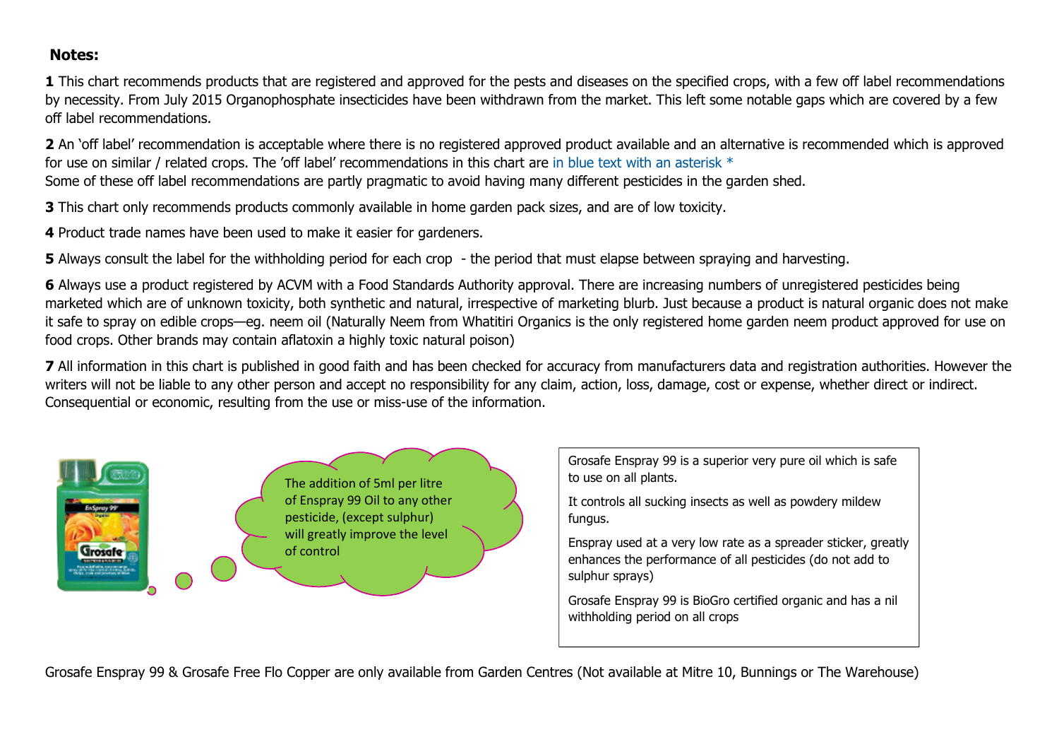**Notes:**

**1** This chart recommends products that are registered and approved for the pests and diseases on the specified crops, with a few off label recommendations by necessity. From July 2015 Organophosphate insecticides have been withdrawn from the market. This left some notable gaps which are covered by a few off label recommendations.

**2** An 'off label' recommendation is acceptable where there is no registered approved product available and an alternative is recommended which is approved for use on similar / related crops. The 'off label' recommendations in this chart are in blue text with an asterisk *
Some of these off label recommendations are partly pragmatic to avoid having many different pesticides in the garden shed.

**3** This chart only recommends products commonly available in home garden pack sizes, and are of low toxicity.

**4** Product trade names have been used to make it easier for gardeners.

**5** Always consult the label for the withholding period for each crop - the period that must elapse between spraying and harvesting.

**6** Always use a product registered by ACVM with a Food Standards Authority approval. There are increasing numbers of unregistered pesticides being marketed which are of unknown toxicity, both synthetic and natural, irrespective of marketing blurb. Just because a product is natural organic does not make it safe to spray on edible crops—eg. neem oil (Naturally Neem from Whatitiri Organics is the only registered home garden neem product approved for use on food crops. Other brands may contain aflatoxin a highly toxic natural poison)

**7** All information in this chart is published in good faith and has been checked for accuracy from manufacturers data and registration authorities. However the writers will not be liable to any other person and accept no responsibility for any claim, action, loss, damage, cost or expense, whether direct or indirect. Consequential or economic, resulting from the use or miss-use of the information.

The addition of 5ml per litre of Enspray 99 Oil to any other pesticide, (except sulphur) will greatly improve the level of control

Grosafe Enspray 99 is a superior very pure oil which is safe to use on all plants.

It controls all sucking insects as well as powdery mildew fungus.

Enspray used at a very low rate as a spreader sticker, greatly enhances the performance of all pesticides (do not add to sulphur sprays)

Grosafe Enspray 99 is BioGro certified organic and has a nil withholding period on all crops

Grosafe Enspray 99 & Grosafe Free Flo Copper are only available from Garden Centres (Not available at Mitre 10, Bunnings or The Warehouse)